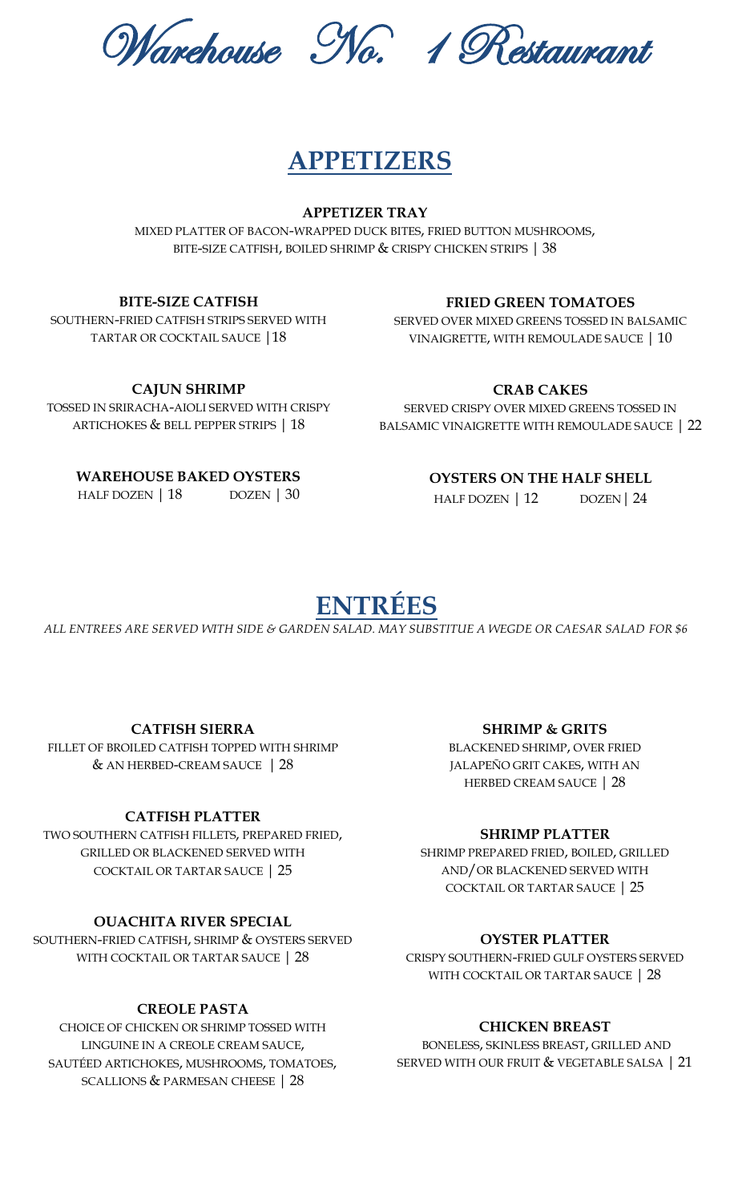# Warehouse No. 1 Restaurant

## APPETIZERS

**APPETIZER TRAY**
MIXED PLATTER OF BACON-WRAPPED DUCK BITES, FRIED BUTTON MUSHROOMS, BITE-SIZE CATFISH, BOILED SHRIMP & CRISPY CHICKEN STRIPS | 38

**BITE-SIZE CATFISH**
SOUTHERN-FRIED CATFISH STRIPS SERVED WITH TARTAR OR COCKTAIL SAUCE |18

**FRIED GREEN TOMATOES**
SERVED OVER MIXED GREENS TOSSED IN BALSAMIC VINAIGRETTE, WITH REMOULADE SAUCE | 10

**CAJUN SHRIMP**
TOSSED IN SRIRACHA-AIOLI SERVED WITH CRISPY ARTICHOKES & BELL PEPPER STRIPS | 18

**CRAB CAKES**
SERVED CRISPY OVER MIXED GREENS TOSSED IN BALSAMIC VINAIGRETTE WITH REMOULADE SAUCE | 22

**WAREHOUSE BAKED OYSTERS**
HALF DOZEN | 18 DOZEN | 30

**OYSTERS ON THE HALF SHELL**
HALF DOZEN | 12 DOZEN | 24

## ENTRÉES

*ALL ENTREES ARE SERVED WITH SIDE & GARDEN SALAD. MAY SUBSTITUE A WEGDE OR CAESAR SALAD FOR $6*

**CATFISH SIERRA**
FILLET OF BROILED CATFISH TOPPED WITH SHRIMP & AN HERBED-CREAM SAUCE | 28

**SHRIMP & GRITS**
BLACKENED SHRIMP, OVER FRIED JALAPEÑO GRIT CAKES, WITH AN HERBED CREAM SAUCE | 28

**CATFISH PLATTER**
TWO SOUTHERN CATFISH FILLETS, PREPARED FRIED, GRILLED OR BLACKENED SERVED WITH COCKTAIL OR TARTAR SAUCE | 25

**SHRIMP PLATTER**
SHRIMP PREPARED FRIED, BOILED, GRILLED AND/OR BLACKENED SERVED WITH COCKTAIL OR TARTAR SAUCE | 25

**OUACHITA RIVER SPECIAL**
SOUTHERN-FRIED CATFISH, SHRIMP & OYSTERS SERVED WITH COCKTAIL OR TARTAR SAUCE | 28

**OYSTER PLATTER**
CRISPY SOUTHERN-FRIED GULF OYSTERS SERVED WITH COCKTAIL OR TARTAR SAUCE | 28

**CREOLE PASTA**
CHOICE OF CHICKEN OR SHRIMP TOSSED WITH LINGUINE IN A CREOLE CREAM SAUCE, SAUTÉED ARTICHOKES, MUSHROOMS, TOMATOES, SCALLIONS & PARMESAN CHEESE | 28

**CHICKEN BREAST**
BONELESS, SKINLESS BREAST, GRILLED AND SERVED WITH OUR FRUIT & VEGETABLE SALSA | 21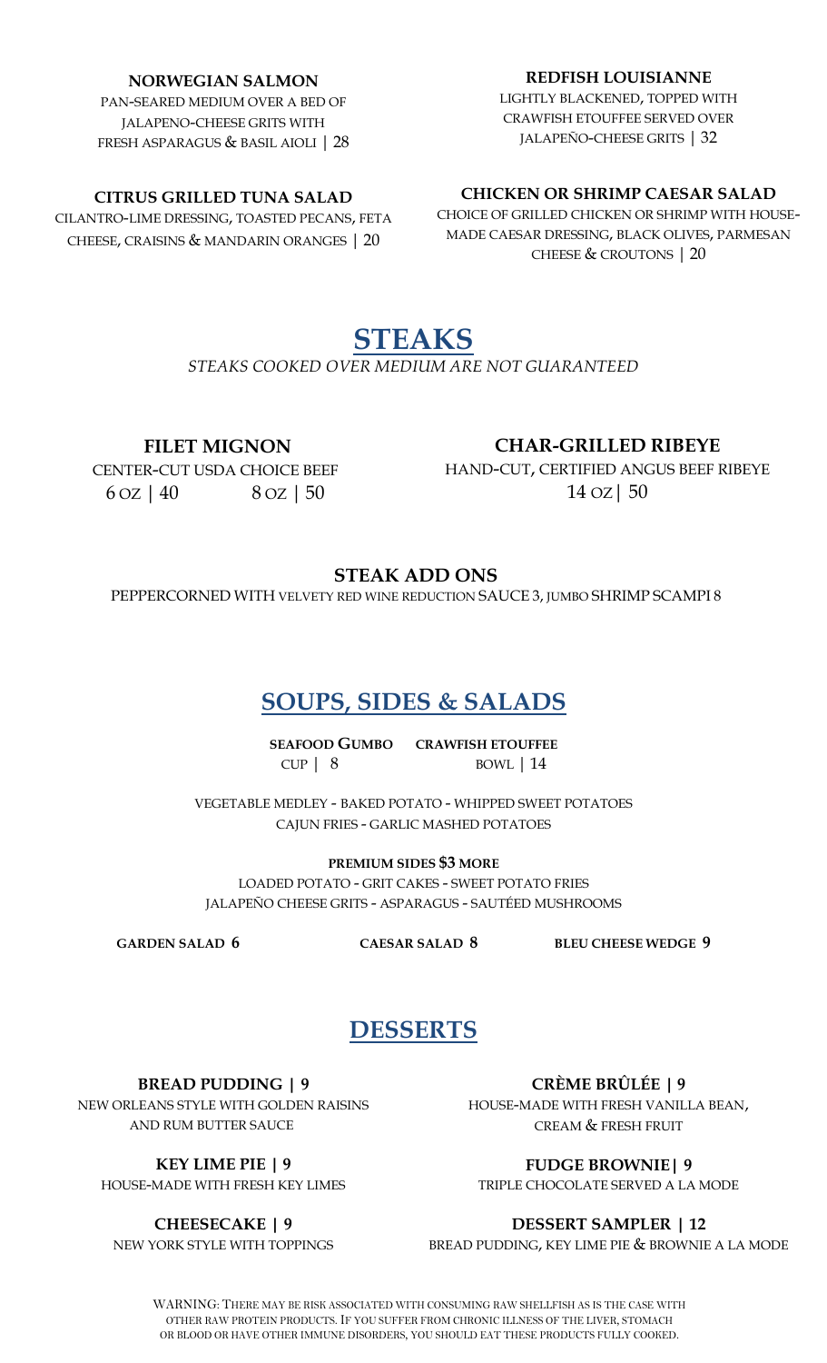**NORWEGIAN SALMON**
PAN-SEARED MEDIUM OVER A BED OF JALAPENO-CHEESE GRITS WITH FRESH ASPARAGUS & BASIL AIOLI | 28

**REDFISH LOUISIANNE**
LIGHTLY BLACKENED, TOPPED WITH CRAWFISH ETOUFFEE SERVED OVER JALAPEÑO-CHEESE GRITS | 32

**CITRUS GRILLED TUNA SALAD**
CILANTRO-LIME DRESSING, TOASTED PECANS, FETA CHEESE, CRAISINS & MANDARIN ORANGES | 20

**CHICKEN OR SHRIMP CAESAR SALAD**
CHOICE OF GRILLED CHICKEN OR SHRIMP WITH HOUSE-MADE CAESAR DRESSING, BLACK OLIVES, PARMESAN CHEESE & CROUTONS | 20

# STEAKS

*STEAKS COOKED OVER MEDIUM ARE NOT GUARANTEED*

**FILET MIGNON**
CENTER-CUT USDA CHOICE BEEF
6 OZ | 40 8 OZ | 50

**CHAR-GRILLED RIBEYE**
HAND-CUT, CERTIFIED ANGUS BEEF RIBEYE
14 OZ | 50

**STEAK ADD ONS**
PEPPERCORNED WITH VELVETY RED WINE REDUCTION SAUCE 3, JUMBO SHRIMP SCAMPI 8

# SOUPS, SIDES & SALADS

**SEAFOOD GUMBO** **CRAWFISH ETOUFFEE**
CUP | 8 BOWL | 14

VEGETABLE MEDLEY - BAKED POTATO - WHIPPED SWEET POTATOES
CAJUN FRIES - GARLIC MASHED POTATOES

**PREMIUM SIDES $3 MORE**
LOADED POTATO - GRIT CAKES - SWEET POTATO FRIES
JALAPEÑO CHEESE GRITS - ASPARAGUS - SAUTÉED MUSHROOMS

**GARDEN SALAD 6** **CAESAR SALAD 8** **BLEU CHEESE WEDGE 9**

# DESSERTS

**BREAD PUDDING | 9**
NEW ORLEANS STYLE WITH GOLDEN RAISINS AND RUM BUTTER SAUCE

**CRÈME BRÛLÉE | 9**
HOUSE-MADE WITH FRESH VANILLA BEAN, CREAM & FRESH FRUIT

**KEY LIME PIE | 9**
HOUSE-MADE WITH FRESH KEY LIMES

**FUDGE BROWNIE | 9**
TRIPLE CHOCOLATE SERVED A LA MODE

**CHEESECAKE | 9**
NEW YORK STYLE WITH TOPPINGS

**DESSERT SAMPLER | 12**
BREAD PUDDING, KEY LIME PIE & BROWNIE A LA MODE

WARNING: THERE MAY BE RISK ASSOCIATED WITH CONSUMING RAW SHELLFISH AS IS THE CASE WITH OTHER RAW PROTEIN PRODUCTS. IF YOU SUFFER FROM CHRONIC ILLNESS OF THE LIVER, STOMACH OR BLOOD OR HAVE OTHER IMMUNE DISORDERS, YOU SHOULD EAT THESE PRODUCTS FULLY COOKED.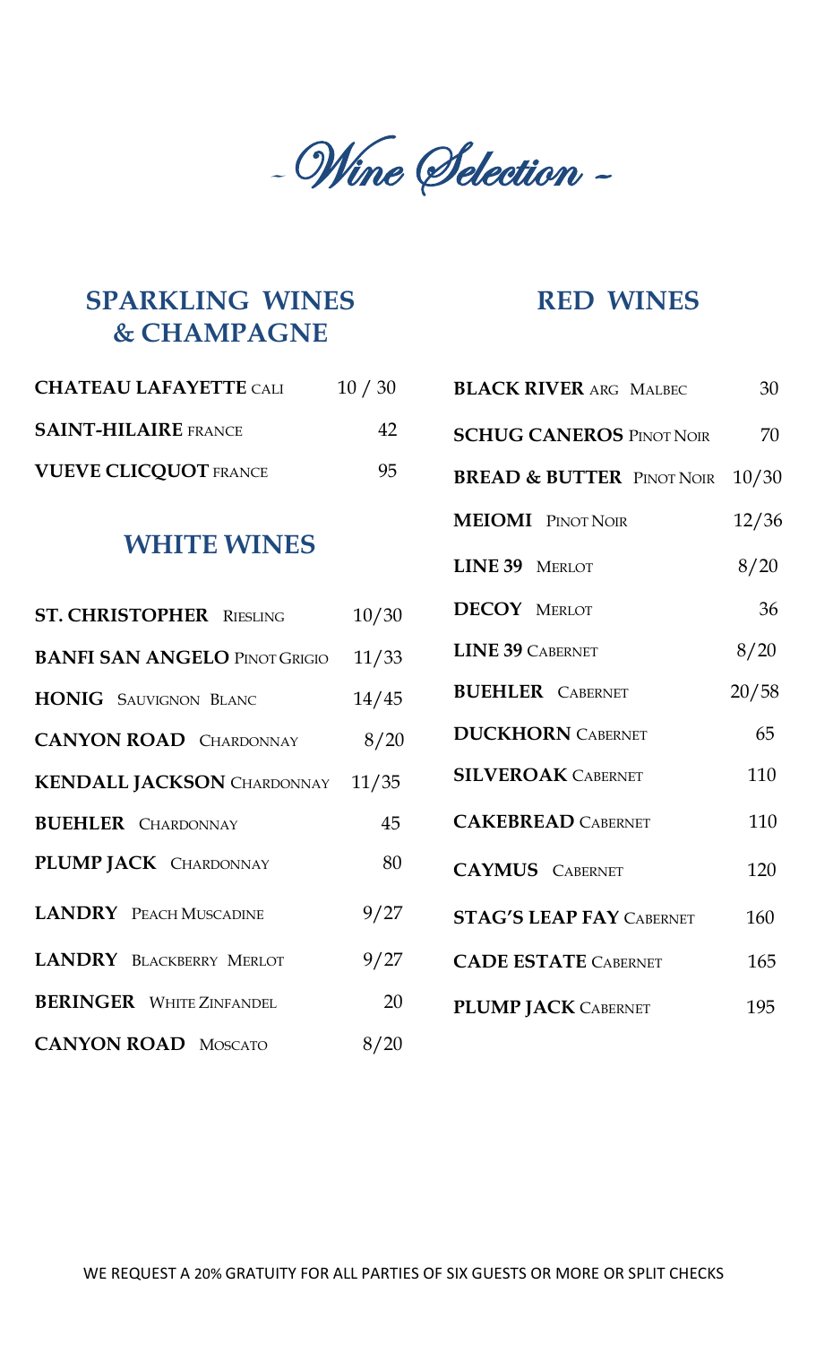# - Wine Selection -

## SPARKLING WINES & CHAMPAGNE

| | |
|---|---|
| **CHATEAU LAFAYETTE** CALI | 10 / 30 |
| **SAINT-HILAIRE** FRANCE | 42 |
| **VUEVE CLICQUOT** FRANCE | 95 |

## WHITE WINES

| | |
|---|---|
| **ST. CHRISTOPHER** RIESLING | 10/30 |
| **BANFI SAN ANGELO** PINOT GRIGIO | 11/33 |
| **HONIG** SAUVIGNON BLANC | 14/45 |
| **CANYON ROAD** CHARDONNAY | 8/20 |
| **KENDALL JACKSON** CHARDONNAY | 11/35 |
| **BUEHLER** CHARDONNAY | 45 |
| **PLUMP JACK** CHARDONNAY | 80 |
| **LANDRY** PEACH MUSCADINE | 9/27 |
| **LANDRY** BLACKBERRY MERLOT | 9/27 |
| **BERINGER** WHITE ZINFANDEL | 20 |
| **CANYON ROAD** MOSCATO | 8/20 |

## RED WINES

| | |
|---|---|
| **BLACK RIVER** ARG MALBEC | 30 |
| **SCHUG CANEROS** PINOT NOIR | 70 |
| **BREAD & BUTTER** PINOT NOIR | 10/30 |
| **MEIOMI** PINOT NOIR | 12/36 |
| **LINE 39** MERLOT | 8/20 |
| **DECOY** MERLOT | 36 |
| **LINE 39** CABERNET | 8/20 |
| **BUEHLER** CABERNET | 20/58 |
| **DUCKHORN** CABERNET | 65 |
| **SILVEROAK** CABERNET | 110 |
| **CAKEBREAD** CABERNET | 110 |
| **CAYMUS** CABERNET | 120 |
| **STAG'S LEAP FAY** CABERNET | 160 |
| **CADE ESTATE** CABERNET | 165 |
| **PLUMP JACK** CABERNET | 195 |

WE REQUEST A 20% GRATUITY FOR ALL PARTIES OF SIX GUESTS OR MORE OR SPLIT CHECKS